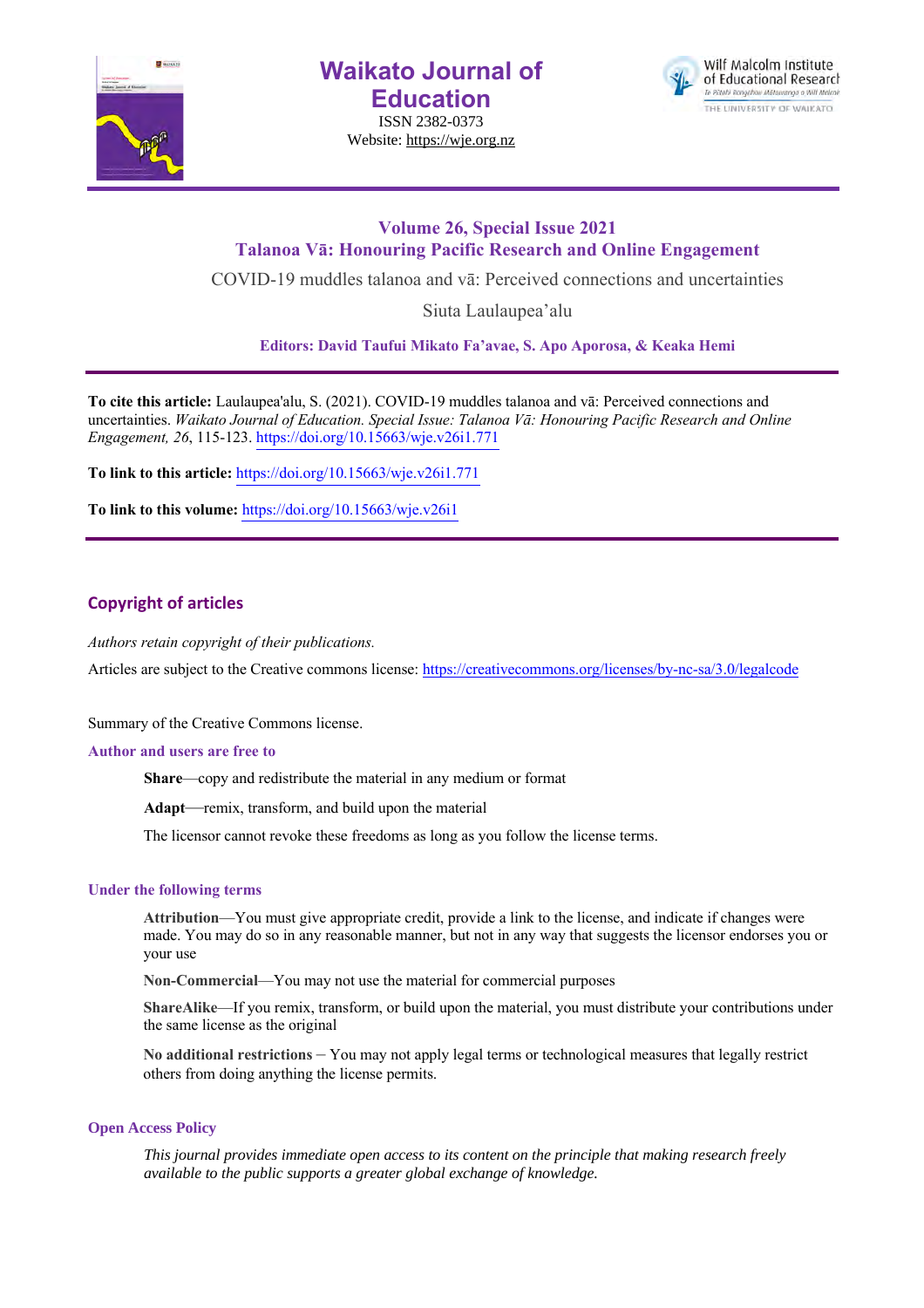# Waikato Journal of Education

ISSN 2382-0373

Website: https://wje.org.nz

Wilf Malcolm Institute of Educational Research
Te Pātahi Rangahau Mātauranga o Wiremu Malcolm
THE UNIVERSITY OF WAIKATO

**Volume 26, Special Issue 2021**
**Talanoa Vā: Honouring Pacific Research and Online Engagement**

COVID-19 muddles talanoa and vā: Perceived connections and uncertainties

Siuta Laulaupea'alu

**Editors: David Taufui Mikato Fa'avae, S. Apo Aporosa, & Keaka Hemi**

**To cite this article:** Laulaupea'alu, S. (2021). COVID-19 muddles talanoa and vā: Perceived connections and uncertainties. *Waikato Journal of Education. Special Issue: Talanoa Vā: Honouring Pacific Research and Online Engagement, 26*, 115-123. https://doi.org/10.15663/wje.v26i1.771

**To link to this article:** https://doi.org/10.15663/wje.v26i1.771

**To link to this volume:** https://doi.org/10.15663/wje.v26i1

## Copyright of articles

*Authors retain copyright of their publications.*

Articles are subject to the Creative commons license: https://creativecommons.org/licenses/by-nc-sa/3.0/legalcode

Summary of the Creative Commons license.

### Author and users are free to

**Share**—copy and redistribute the material in any medium or format

**Adapt**—remix, transform, and build upon the material

The licensor cannot revoke these freedoms as long as you follow the license terms.

### Under the following terms

**Attribution**—You must give appropriate credit, provide a link to the license, and indicate if changes were made. You may do so in any reasonable manner, but not in any way that suggests the licensor endorses you or your use

**Non-Commercial**—You may not use the material for commercial purposes

**ShareAlike**—If you remix, transform, or build upon the material, you must distribute your contributions under the same license as the original

**No additional restrictions** – You may not apply legal terms or technological measures that legally restrict others from doing anything the license permits.

### Open Access Policy

*This journal provides immediate open access to its content on the principle that making research freely available to the public supports a greater global exchange of knowledge.*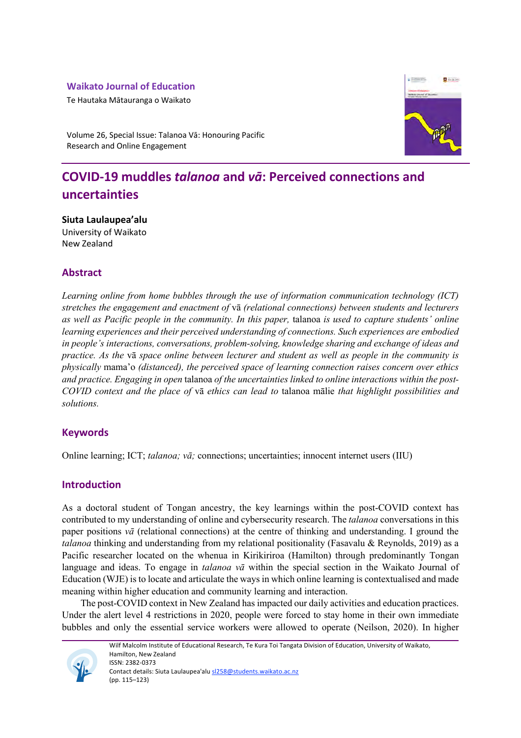Waikato Journal of Education

Te Hautaka Mātauranga o Waikato

Volume 26, Special Issue: Talanoa Vā: Honouring Pacific Research and Online Engagement

# COVID-19 muddles *talanoa* and *vā*: Perceived connections and uncertainties

**Siuta Laulaupea'alu**
University of Waikato
New Zealand

## Abstract

*Learning online from home bubbles through the use of information communication technology (ICT) stretches the engagement and enactment of* vā *(relational connections) between students and lecturers as well as Pacific people in the community. In this paper,* talanoa *is used to capture students' online learning experiences and their perceived understanding of connections. Such experiences are embodied in people's interactions, conversations, problem-solving, knowledge sharing and exchange of ideas and practice. As the* vā *space online between lecturer and student as well as people in the community is physically* mama'o *(distanced), the perceived space of learning connection raises concern over ethics and practice. Engaging in open* talanoa *of the uncertainties linked to online interactions within the post-COVID context and the place of* vā *ethics can lead to* talanoa mālie *that highlight possibilities and solutions.*

## Keywords

Online learning; ICT; *talanoa; vā;* connections; uncertainties; innocent internet users (IIU)

## Introduction

As a doctoral student of Tongan ancestry, the key learnings within the post-COVID context has contributed to my understanding of online and cybersecurity research. The *talanoa* conversations in this paper positions *vā* (relational connections) at the centre of thinking and understanding. I ground the *talanoa* thinking and understanding from my relational positionality (Fasavalu & Reynolds, 2019) as a Pacific researcher located on the whenua in Kirikiriroa (Hamilton) through predominantly Tongan language and ideas. To engage in *talanoa vā* within the special section in the Waikato Journal of Education (WJE) is to locate and articulate the ways in which online learning is contextualised and made meaning within higher education and community learning and interaction.

The post-COVID context in New Zealand has impacted our daily activities and education practices. Under the alert level 4 restrictions in 2020, people were forced to stay home in their own immediate bubbles and only the essential service workers were allowed to operate (Neilson, 2020). In higher

Wilf Malcolm Institute of Educational Research, Te Kura Toi Tangata Division of Education, University of Waikato, Hamilton, New Zealand
ISSN: 2382-0373
Contact details: Siuta Laulaupea'alu sl258@students.waikato.ac.nz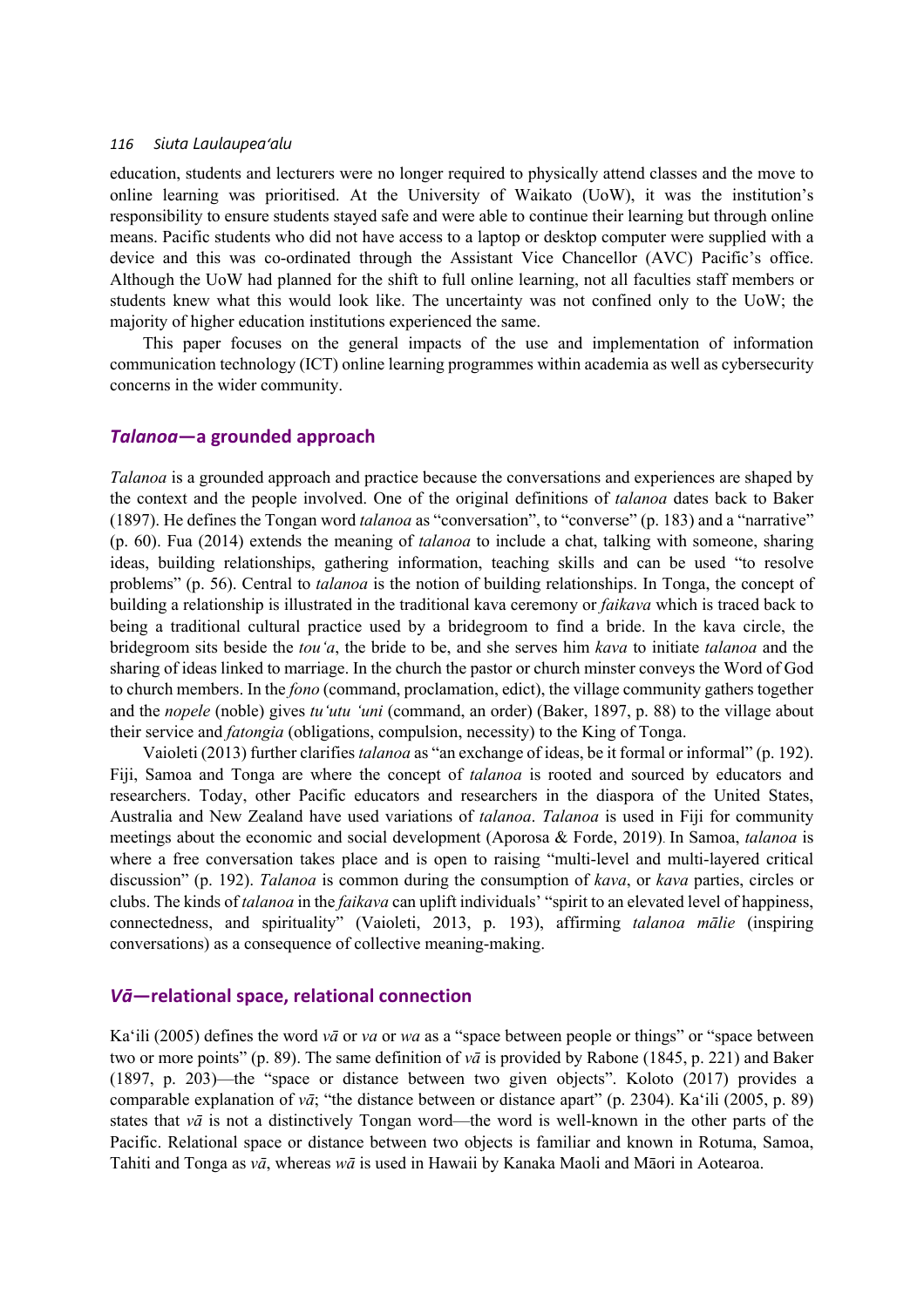education, students and lecturers were no longer required to physically attend classes and the move to online learning was prioritised. At the University of Waikato (UoW), it was the institution's responsibility to ensure students stayed safe and were able to continue their learning but through online means. Pacific students who did not have access to a laptop or desktop computer were supplied with a device and this was co-ordinated through the Assistant Vice Chancellor (AVC) Pacific's office. Although the UoW had planned for the shift to full online learning, not all faculties staff members or students knew what this would look like. The uncertainty was not confined only to the UoW; the majority of higher education institutions experienced the same.

This paper focuses on the general impacts of the use and implementation of information communication technology (ICT) online learning programmes within academia as well as cybersecurity concerns in the wider community.

## *Talanoa*—a grounded approach

*Talanoa* is a grounded approach and practice because the conversations and experiences are shaped by the context and the people involved. One of the original definitions of *talanoa* dates back to Baker (1897). He defines the Tongan word *talanoa* as "conversation", to "converse" (p. 183) and a "narrative" (p. 60). Fua (2014) extends the meaning of *talanoa* to include a chat, talking with someone, sharing ideas, building relationships, gathering information, teaching skills and can be used "to resolve problems" (p. 56). Central to *talanoa* is the notion of building relationships. In Tonga, the concept of building a relationship is illustrated in the traditional kava ceremony or *faikava* which is traced back to being a traditional cultural practice used by a bridegroom to find a bride. In the kava circle, the bridegroom sits beside the *tou'a*, the bride to be, and she serves him *kava* to initiate *talanoa* and the sharing of ideas linked to marriage. In the church the pastor or church minster conveys the Word of God to church members. In the *fono* (command, proclamation, edict), the village community gathers together and the *nopele* (noble) gives *tu'utu 'uni* (command, an order) (Baker, 1897, p. 88) to the village about their service and *fatongia* (obligations, compulsion, necessity) to the King of Tonga.

Vaioleti (2013) further clarifies *talanoa* as "an exchange of ideas, be it formal or informal" (p. 192). Fiji, Samoa and Tonga are where the concept of *talanoa* is rooted and sourced by educators and researchers. Today, other Pacific educators and researchers in the diaspora of the United States, Australia and New Zealand have used variations of *talanoa*. *Talanoa* is used in Fiji for community meetings about the economic and social development (Aporosa & Forde, 2019). In Samoa, *talanoa* is where a free conversation takes place and is open to raising "multi-level and multi-layered critical discussion" (p. 192). *Talanoa* is common during the consumption of *kava*, or *kava* parties, circles or clubs. The kinds of *talanoa* in the *faikava* can uplift individuals' "spirit to an elevated level of happiness, connectedness, and spirituality" (Vaioleti, 2013, p. 193), affirming *talanoa mālie* (inspiring conversations) as a consequence of collective meaning-making.

## *Vā*—relational space, relational connection

Ka'ili (2005) defines the word *vā* or *va* or *wa* as a "space between people or things" or "space between two or more points" (p. 89). The same definition of *vā* is provided by Rabone (1845, p. 221) and Baker (1897, p. 203)—the "space or distance between two given objects". Koloto (2017) provides a comparable explanation of *vā*; "the distance between or distance apart" (p. 2304). Ka'ili (2005, p. 89) states that *vā* is not a distinctively Tongan word—the word is well-known in the other parts of the Pacific. Relational space or distance between two objects is familiar and known in Rotuma, Samoa, Tahiti and Tonga as *vā*, whereas *wā* is used in Hawaii by Kanaka Maoli and Māori in Aotearoa.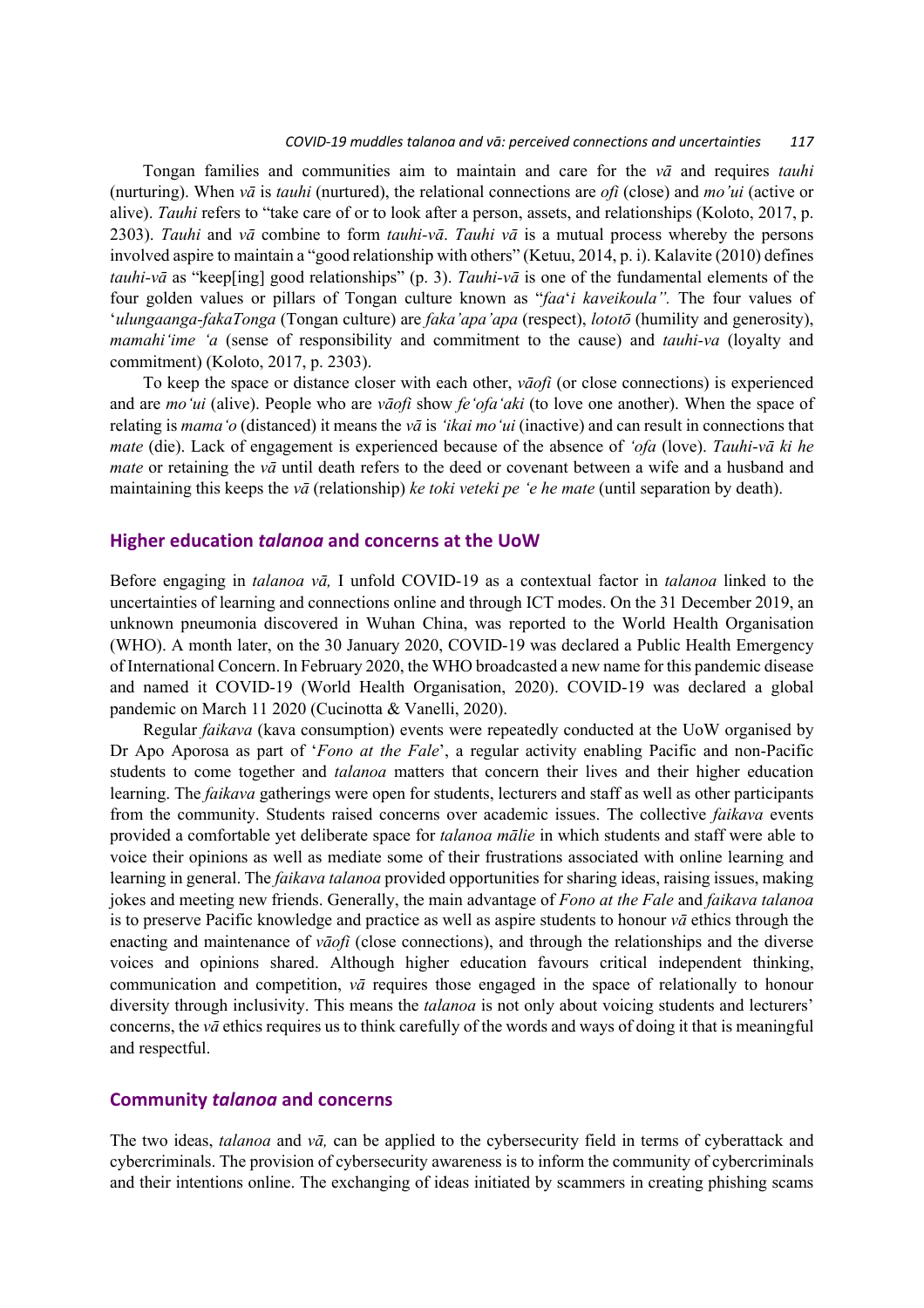Tongan families and communities aim to maintain and care for the *vā* and requires *tauhi* (nurturing). When *vā* is *tauhi* (nurtured), the relational connections are *ofi* (close) and *mo'ui* (active or alive). *Tauhi* refers to "take care of or to look after a person, assets, and relationships (Koloto, 2017, p. 2303). *Tauhi* and *vā* combine to form *tauhi-vā*. *Tauhi vā* is a mutual process whereby the persons involved aspire to maintain a "good relationship with others" (Ketuu, 2014, p. i). Kalavite (2010) defines *tauhi-vā* as "keep[ing] good relationships" (p. 3). *Tauhi-vā* is one of the fundamental elements of the four golden values or pillars of Tongan culture known as "*faa*'*i kaveikoula".* The four values of '*ulungaanga-fakaTonga* (Tongan culture) are *faka'apa'apa* (respect), *lototō* (humility and generosity), *mamahi'ime 'a* (sense of responsibility and commitment to the cause) and *tauhi-va* (loyalty and commitment) (Koloto, 2017, p. 2303).

To keep the space or distance closer with each other, *vāofi* (or close connections) is experienced and are *mo'ui* (alive). People who are *vāofi* show *fe'ofa'aki* (to love one another). When the space of relating is *mama'o* (distanced) it means the *vā* is *'ikai mo'ui* (inactive) and can result in connections that *mate* (die). Lack of engagement is experienced because of the absence of *'ofa* (love). *Tauhi-vā ki he mate* or retaining the *vā* until death refers to the deed or covenant between a wife and a husband and maintaining this keeps the *vā* (relationship) *ke toki veteki pe 'e he mate* (until separation by death).

## Higher education *talanoa* and concerns at the UoW

Before engaging in *talanoa vā,* I unfold COVID-19 as a contextual factor in *talanoa* linked to the uncertainties of learning and connections online and through ICT modes. On the 31 December 2019, an unknown pneumonia discovered in Wuhan China, was reported to the World Health Organisation (WHO). A month later, on the 30 January 2020, COVID-19 was declared a Public Health Emergency of International Concern. In February 2020, the WHO broadcasted a new name for this pandemic disease and named it COVID-19 (World Health Organisation, 2020). COVID-19 was declared a global pandemic on March 11 2020 (Cucinotta & Vanelli, 2020).

Regular *faikava* (kava consumption) events were repeatedly conducted at the UoW organised by Dr Apo Aporosa as part of '*Fono at the Fale*', a regular activity enabling Pacific and non-Pacific students to come together and *talanoa* matters that concern their lives and their higher education learning. The *faikava* gatherings were open for students, lecturers and staff as well as other participants from the community. Students raised concerns over academic issues. The collective *faikava* events provided a comfortable yet deliberate space for *talanoa mālie* in which students and staff were able to voice their opinions as well as mediate some of their frustrations associated with online learning and learning in general. The *faikava talanoa* provided opportunities for sharing ideas, raising issues, making jokes and meeting new friends. Generally, the main advantage of *Fono at the Fale* and *faikava talanoa* is to preserve Pacific knowledge and practice as well as aspire students to honour *vā* ethics through the enacting and maintenance of *vāofi* (close connections), and through the relationships and the diverse voices and opinions shared. Although higher education favours critical independent thinking, communication and competition, *vā* requires those engaged in the space of relationally to honour diversity through inclusivity. This means the *talanoa* is not only about voicing students and lecturers' concerns, the *vā* ethics requires us to think carefully of the words and ways of doing it that is meaningful and respectful.

## Community *talanoa* and concerns

The two ideas, *talanoa* and *vā,* can be applied to the cybersecurity field in terms of cyberattack and cybercriminals. The provision of cybersecurity awareness is to inform the community of cybercriminals and their intentions online. The exchanging of ideas initiated by scammers in creating phishing scams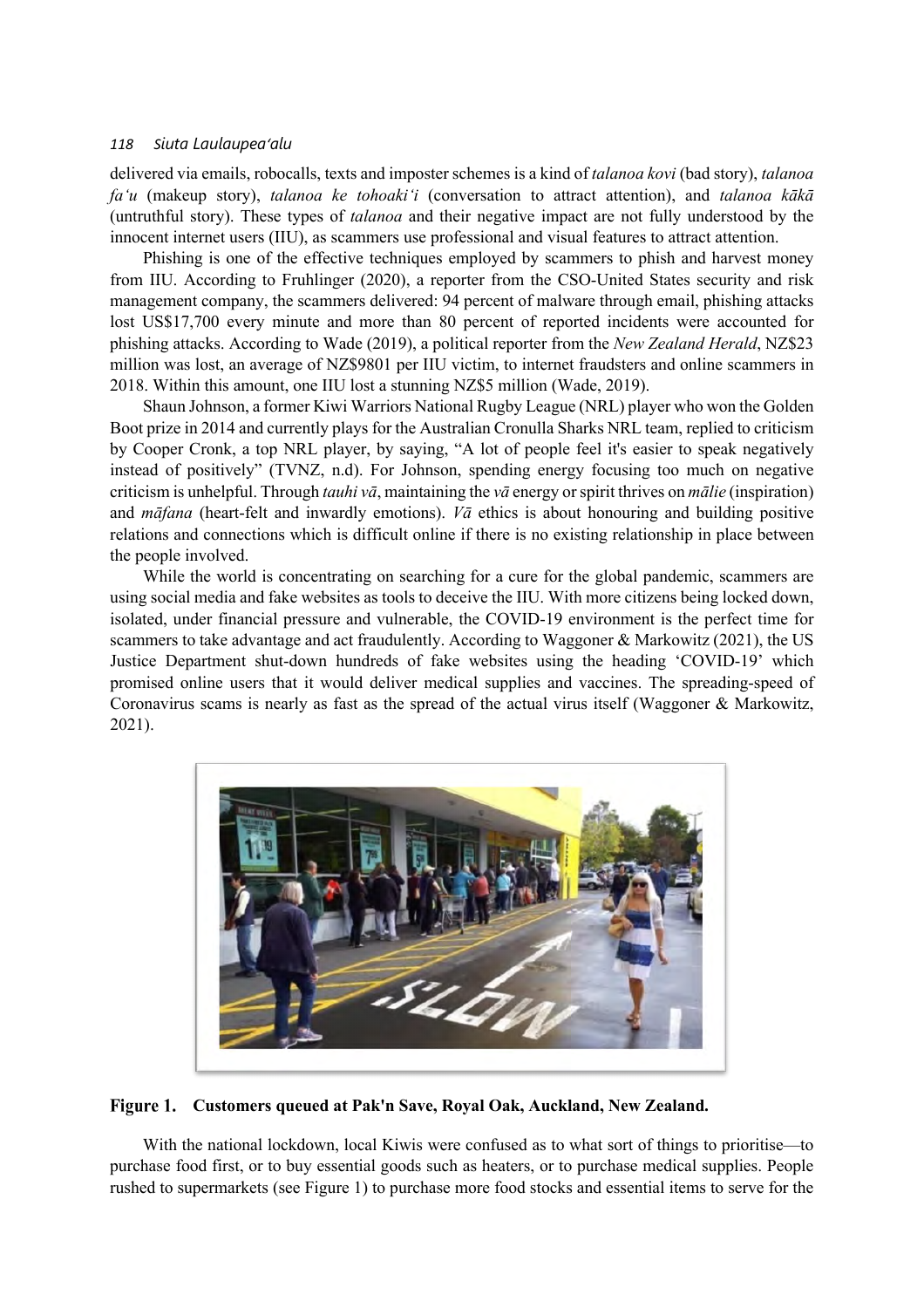delivered via emails, robocalls, texts and imposter schemes is a kind of *talanoa kovi* (bad story), *talanoa fa'u* (makeup story), *talanoa ke tohoaki'i* (conversation to attract attention), and *talanoa kākā* (untruthful story). These types of *talanoa* and their negative impact are not fully understood by the innocent internet users (IIU), as scammers use professional and visual features to attract attention.

Phishing is one of the effective techniques employed by scammers to phish and harvest money from IIU. According to Fruhlinger (2020), a reporter from the CSO-United States security and risk management company, the scammers delivered: 94 percent of malware through email, phishing attacks lost US$17,700 every minute and more than 80 percent of reported incidents were accounted for phishing attacks. According to Wade (2019), a political reporter from the *New Zealand Herald*, NZ$23 million was lost, an average of NZ$9801 per IIU victim, to internet fraudsters and online scammers in 2018. Within this amount, one IIU lost a stunning NZ$5 million (Wade, 2019).

Shaun Johnson, a former Kiwi Warriors National Rugby League (NRL) player who won the Golden Boot prize in 2014 and currently plays for the Australian Cronulla Sharks NRL team, replied to criticism by Cooper Cronk, a top NRL player, by saying, "A lot of people feel it's easier to speak negatively instead of positively" (TVNZ, n.d). For Johnson, spending energy focusing too much on negative criticism is unhelpful. Through *tauhi vā*, maintaining the *vā* energy or spirit thrives on *mālie* (inspiration) and *māfana* (heart-felt and inwardly emotions). *Vā* ethics is about honouring and building positive relations and connections which is difficult online if there is no existing relationship in place between the people involved.

While the world is concentrating on searching for a cure for the global pandemic, scammers are using social media and fake websites as tools to deceive the IIU. With more citizens being locked down, isolated, under financial pressure and vulnerable, the COVID-19 environment is the perfect time for scammers to take advantage and act fraudulently. According to Waggoner & Markowitz (2021), the US Justice Department shut-down hundreds of fake websites using the heading 'COVID-19' which promised online users that it would deliver medical supplies and vaccines. The spreading-speed of Coronavirus scams is nearly as fast as the spread of the actual virus itself (Waggoner & Markowitz, 2021).

**Figure 1. Customers queued at Pak'n Save, Royal Oak, Auckland, New Zealand.**

With the national lockdown, local Kiwis were confused as to what sort of things to prioritise—to purchase food first, or to buy essential goods such as heaters, or to purchase medical supplies. People rushed to supermarkets (see Figure 1) to purchase more food stocks and essential items to serve for the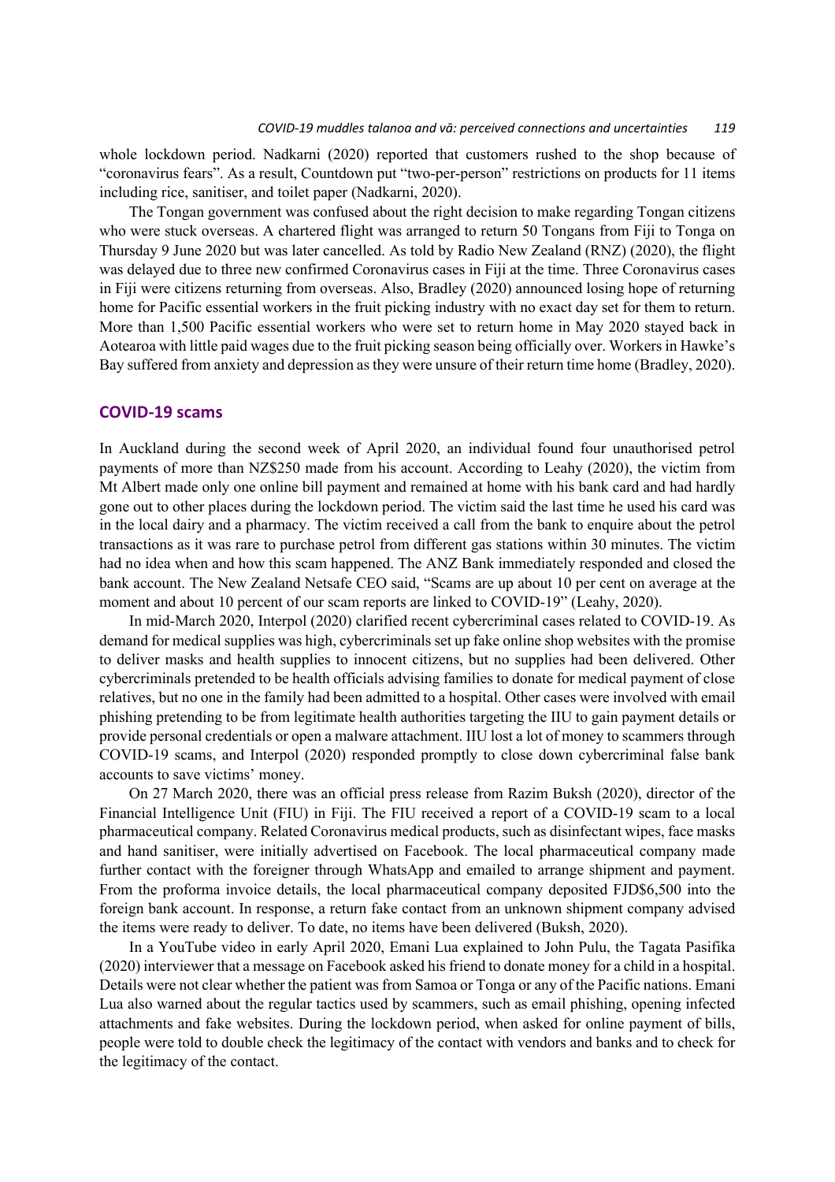whole lockdown period. Nadkarni (2020) reported that customers rushed to the shop because of "coronavirus fears". As a result, Countdown put "two-per-person" restrictions on products for 11 items including rice, sanitiser, and toilet paper (Nadkarni, 2020).

The Tongan government was confused about the right decision to make regarding Tongan citizens who were stuck overseas. A chartered flight was arranged to return 50 Tongans from Fiji to Tonga on Thursday 9 June 2020 but was later cancelled. As told by Radio New Zealand (RNZ) (2020), the flight was delayed due to three new confirmed Coronavirus cases in Fiji at the time. Three Coronavirus cases in Fiji were citizens returning from overseas. Also, Bradley (2020) announced losing hope of returning home for Pacific essential workers in the fruit picking industry with no exact day set for them to return. More than 1,500 Pacific essential workers who were set to return home in May 2020 stayed back in Aotearoa with little paid wages due to the fruit picking season being officially over. Workers in Hawke's Bay suffered from anxiety and depression as they were unsure of their return time home (Bradley, 2020).

## COVID-19 scams

In Auckland during the second week of April 2020, an individual found four unauthorised petrol payments of more than NZ$250 made from his account. According to Leahy (2020), the victim from Mt Albert made only one online bill payment and remained at home with his bank card and had hardly gone out to other places during the lockdown period. The victim said the last time he used his card was in the local dairy and a pharmacy. The victim received a call from the bank to enquire about the petrol transactions as it was rare to purchase petrol from different gas stations within 30 minutes. The victim had no idea when and how this scam happened. The ANZ Bank immediately responded and closed the bank account. The New Zealand Netsafe CEO said, "Scams are up about 10 per cent on average at the moment and about 10 percent of our scam reports are linked to COVID-19" (Leahy, 2020).

In mid-March 2020, Interpol (2020) clarified recent cybercriminal cases related to COVID-19. As demand for medical supplies was high, cybercriminals set up fake online shop websites with the promise to deliver masks and health supplies to innocent citizens, but no supplies had been delivered. Other cybercriminals pretended to be health officials advising families to donate for medical payment of close relatives, but no one in the family had been admitted to a hospital. Other cases were involved with email phishing pretending to be from legitimate health authorities targeting the IIU to gain payment details or provide personal credentials or open a malware attachment. IIU lost a lot of money to scammers through COVID-19 scams, and Interpol (2020) responded promptly to close down cybercriminal false bank accounts to save victims' money.

On 27 March 2020, there was an official press release from Razim Buksh (2020), director of the Financial Intelligence Unit (FIU) in Fiji. The FIU received a report of a COVID-19 scam to a local pharmaceutical company. Related Coronavirus medical products, such as disinfectant wipes, face masks and hand sanitiser, were initially advertised on Facebook. The local pharmaceutical company made further contact with the foreigner through WhatsApp and emailed to arrange shipment and payment. From the proforma invoice details, the local pharmaceutical company deposited FJD$6,500 into the foreign bank account. In response, a return fake contact from an unknown shipment company advised the items were ready to deliver. To date, no items have been delivered (Buksh, 2020).

In a YouTube video in early April 2020, Emani Lua explained to John Pulu, the Tagata Pasifika (2020) interviewer that a message on Facebook asked his friend to donate money for a child in a hospital. Details were not clear whether the patient was from Samoa or Tonga or any of the Pacific nations. Emani Lua also warned about the regular tactics used by scammers, such as email phishing, opening infected attachments and fake websites. During the lockdown period, when asked for online payment of bills, people were told to double check the legitimacy of the contact with vendors and banks and to check for the legitimacy of the contact.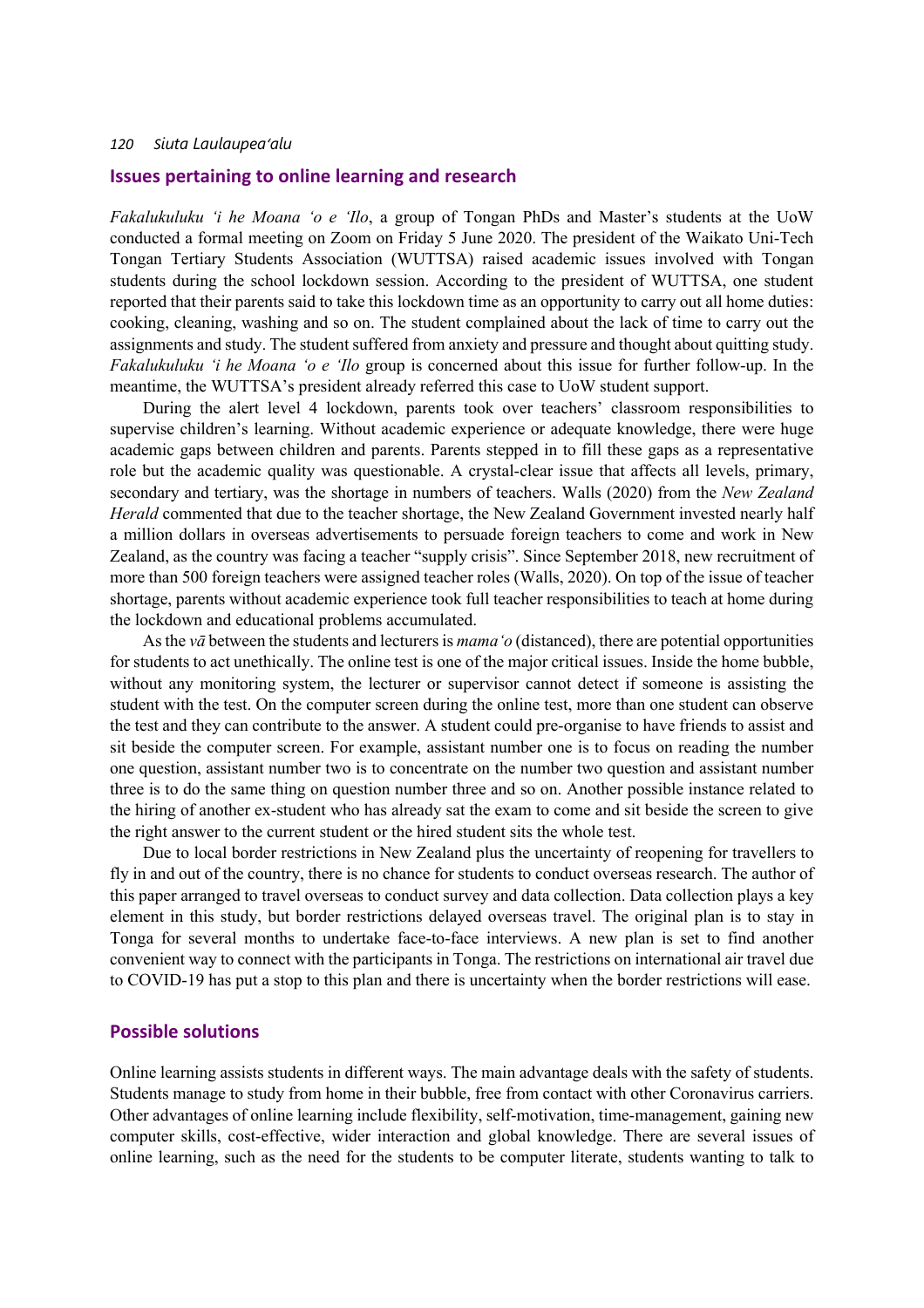## Issues pertaining to online learning and research

*Fakalukuluku ʻi he Moana ʻo e ʻIlo*, a group of Tongan PhDs and Master's students at the UoW conducted a formal meeting on Zoom on Friday 5 June 2020. The president of the Waikato Uni-Tech Tongan Tertiary Students Association (WUTTSA) raised academic issues involved with Tongan students during the school lockdown session. According to the president of WUTTSA, one student reported that their parents said to take this lockdown time as an opportunity to carry out all home duties: cooking, cleaning, washing and so on. The student complained about the lack of time to carry out the assignments and study. The student suffered from anxiety and pressure and thought about quitting study. *Fakalukuluku ʻi he Moana ʻo e ʻIlo* group is concerned about this issue for further follow-up. In the meantime, the WUTTSA's president already referred this case to UoW student support.

During the alert level 4 lockdown, parents took over teachers' classroom responsibilities to supervise children's learning. Without academic experience or adequate knowledge, there were huge academic gaps between children and parents. Parents stepped in to fill these gaps as a representative role but the academic quality was questionable. A crystal-clear issue that affects all levels, primary, secondary and tertiary, was the shortage in numbers of teachers. Walls (2020) from the *New Zealand Herald* commented that due to the teacher shortage, the New Zealand Government invested nearly half a million dollars in overseas advertisements to persuade foreign teachers to come and work in New Zealand, as the country was facing a teacher "supply crisis". Since September 2018, new recruitment of more than 500 foreign teachers were assigned teacher roles (Walls, 2020). On top of the issue of teacher shortage, parents without academic experience took full teacher responsibilities to teach at home during the lockdown and educational problems accumulated.

As the *vā* between the students and lecturers is *mamaʻo* (distanced), there are potential opportunities for students to act unethically. The online test is one of the major critical issues. Inside the home bubble, without any monitoring system, the lecturer or supervisor cannot detect if someone is assisting the student with the test. On the computer screen during the online test, more than one student can observe the test and they can contribute to the answer. A student could pre-organise to have friends to assist and sit beside the computer screen. For example, assistant number one is to focus on reading the number one question, assistant number two is to concentrate on the number two question and assistant number three is to do the same thing on question number three and so on. Another possible instance related to the hiring of another ex-student who has already sat the exam to come and sit beside the screen to give the right answer to the current student or the hired student sits the whole test.

Due to local border restrictions in New Zealand plus the uncertainty of reopening for travellers to fly in and out of the country, there is no chance for students to conduct overseas research. The author of this paper arranged to travel overseas to conduct survey and data collection. Data collection plays a key element in this study, but border restrictions delayed overseas travel. The original plan is to stay in Tonga for several months to undertake face-to-face interviews. A new plan is set to find another convenient way to connect with the participants in Tonga. The restrictions on international air travel due to COVID-19 has put a stop to this plan and there is uncertainty when the border restrictions will ease.

## Possible solutions

Online learning assists students in different ways. The main advantage deals with the safety of students. Students manage to study from home in their bubble, free from contact with other Coronavirus carriers. Other advantages of online learning include flexibility, self-motivation, time-management, gaining new computer skills, cost-effective, wider interaction and global knowledge. There are several issues of online learning, such as the need for the students to be computer literate, students wanting to talk to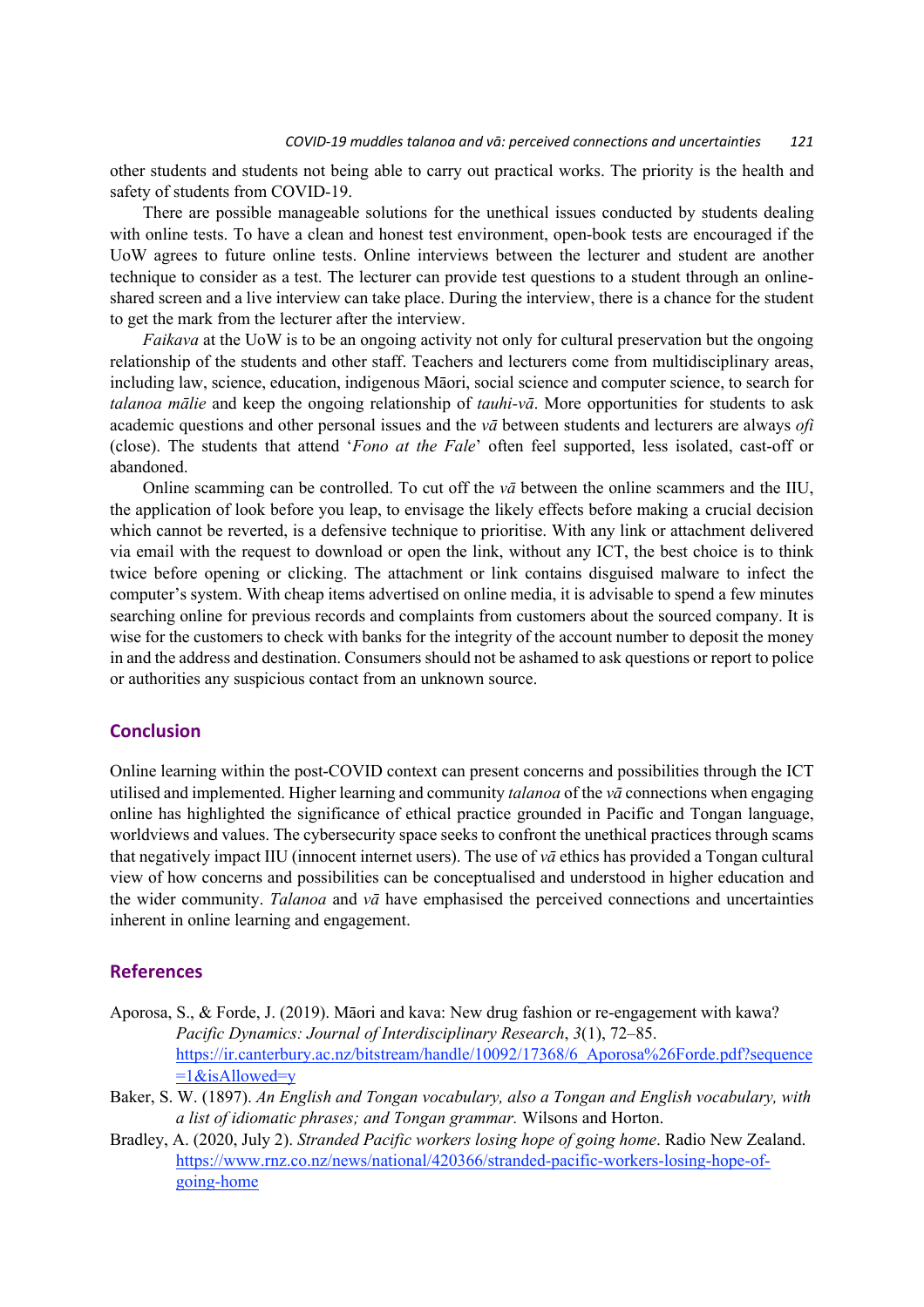other students and students not being able to carry out practical works. The priority is the health and safety of students from COVID-19.

There are possible manageable solutions for the unethical issues conducted by students dealing with online tests. To have a clean and honest test environment, open-book tests are encouraged if the UoW agrees to future online tests. Online interviews between the lecturer and student are another technique to consider as a test. The lecturer can provide test questions to a student through an online-shared screen and a live interview can take place. During the interview, there is a chance for the student to get the mark from the lecturer after the interview.

*Faikava* at the UoW is to be an ongoing activity not only for cultural preservation but the ongoing relationship of the students and other staff. Teachers and lecturers come from multidisciplinary areas, including law, science, education, indigenous Māori, social science and computer science, to search for *talanoa mālie* and keep the ongoing relationship of *tauhi-vā*. More opportunities for students to ask academic questions and other personal issues and the *vā* between students and lecturers are always *ofi* (close). The students that attend '*Fono at the Fale*' often feel supported, less isolated, cast-off or abandoned.

Online scamming can be controlled. To cut off the *vā* between the online scammers and the IIU, the application of look before you leap, to envisage the likely effects before making a crucial decision which cannot be reverted, is a defensive technique to prioritise. With any link or attachment delivered via email with the request to download or open the link, without any ICT, the best choice is to think twice before opening or clicking. The attachment or link contains disguised malware to infect the computer's system. With cheap items advertised on online media, it is advisable to spend a few minutes searching online for previous records and complaints from customers about the sourced company. It is wise for the customers to check with banks for the integrity of the account number to deposit the money in and the address and destination. Consumers should not be ashamed to ask questions or report to police or authorities any suspicious contact from an unknown source.

## Conclusion

Online learning within the post-COVID context can present concerns and possibilities through the ICT utilised and implemented. Higher learning and community *talanoa* of the *vā* connections when engaging online has highlighted the significance of ethical practice grounded in Pacific and Tongan language, worldviews and values. The cybersecurity space seeks to confront the unethical practices through scams that negatively impact IIU (innocent internet users). The use of *vā* ethics has provided a Tongan cultural view of how concerns and possibilities can be conceptualised and understood in higher education and the wider community. *Talanoa* and *vā* have emphasised the perceived connections and uncertainties inherent in online learning and engagement.

## References

Aporosa, S., & Forde, J. (2019). Māori and kava: New drug fashion or re-engagement with kawa? *Pacific Dynamics: Journal of Interdisciplinary Research*, *3*(1), 72–85. https://ir.canterbury.ac.nz/bitstream/handle/10092/17368/6_Aporosa%26Forde.pdf?sequence=1&isAllowed=y

Baker, S. W. (1897). *An English and Tongan vocabulary, also a Tongan and English vocabulary, with a list of idiomatic phrases; and Tongan grammar.* Wilsons and Horton.

Bradley, A. (2020, July 2). *Stranded Pacific workers losing hope of going home*. Radio New Zealand. https://www.rnz.co.nz/news/national/420366/stranded-pacific-workers-losing-hope-of-going-home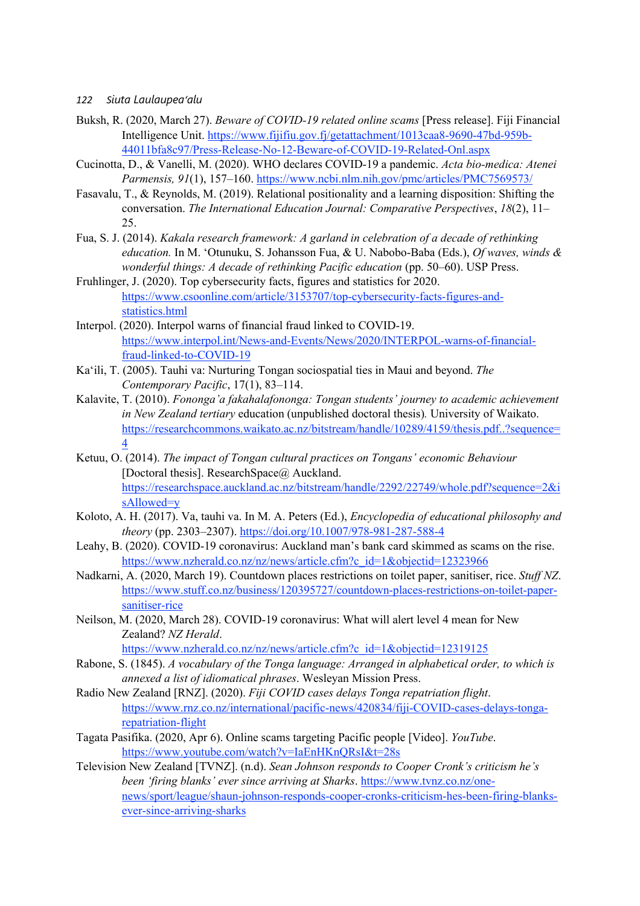Buksh, R. (2020, March 27). *Beware of COVID-19 related online scams* [Press release]. Fiji Financial Intelligence Unit. https://www.fijifiu.gov.fj/getattachment/1013caa8-9690-47bd-959b-44011bfa8c97/Press-Release-No-12-Beware-of-COVID-19-Related-Onl.aspx

Cucinotta, D., & Vanelli, M. (2020). WHO declares COVID-19 a pandemic. *Acta bio-medica: Atenei Parmensis, 91*(1), 157–160. https://www.ncbi.nlm.nih.gov/pmc/articles/PMC7569573/

Fasavalu, T., & Reynolds, M. (2019). Relational positionality and a learning disposition: Shifting the conversation. *The International Education Journal: Comparative Perspectives*, *18*(2), 11–25.

Fua, S. J. (2014). *Kakala research framework: A garland in celebration of a decade of rethinking education.* In M. ʻOtunuku, S. Johansson Fua, & U. Nabobo-Baba (Eds.), *Of waves, winds & wonderful things: A decade of rethinking Pacific education* (pp. 50–60). USP Press.

Fruhlinger, J. (2020). Top cybersecurity facts, figures and statistics for 2020. https://www.csoonline.com/article/3153707/top-cybersecurity-facts-figures-and-statistics.html

Interpol. (2020). Interpol warns of financial fraud linked to COVID-19. https://www.interpol.int/News-and-Events/News/2020/INTERPOL-warns-of-financial-fraud-linked-to-COVID-19

Ka'ili, T. (2005). Tauhi va: Nurturing Tongan sociospatial ties in Maui and beyond. *The Contemporary Pacific*, 17(1), 83–114.

Kalavite, T. (2010). *Fononga'a fakahalafononga: Tongan students' journey to academic achievement in New Zealand tertiary* education (unpublished doctoral thesis)*.* University of Waikato. https://researchcommons.waikato.ac.nz/bitstream/handle/10289/4159/thesis.pdf..?sequence=4

Ketuu, O. (2014). *The impact of Tongan cultural practices on Tongans' economic Behaviour* [Doctoral thesis]. ResearchSpace@ Auckland. https://researchspace.auckland.ac.nz/bitstream/handle/2292/22749/whole.pdf?sequence=2&isAllowed=y

Koloto, A. H. (2017). Va, tauhi va. In M. A. Peters (Ed.), *Encyclopedia of educational philosophy and theory* (pp. 2303–2307). https://doi.org/10.1007/978-981-287-588-4

Leahy, B. (2020). COVID-19 coronavirus: Auckland man's bank card skimmed as scams on the rise. https://www.nzherald.co.nz/nz/news/article.cfm?c_id=1&objectid=12323966

Nadkarni, A. (2020, March 19). Countdown places restrictions on toilet paper, sanitiser, rice. *Stuff NZ*. https://www.stuff.co.nz/business/120395727/countdown-places-restrictions-on-toilet-paper-sanitiser-rice

Neilson, M. (2020, March 28). COVID-19 coronavirus: What will alert level 4 mean for New Zealand? *NZ Herald*. https://www.nzherald.co.nz/nz/news/article.cfm?c_id=1&objectid=12319125

Rabone, S. (1845). *A vocabulary of the Tonga language: Arranged in alphabetical order, to which is annexed a list of idiomatical phrases*. Wesleyan Mission Press.

Radio New Zealand [RNZ]. (2020). *Fiji COVID cases delays Tonga repatriation flight*. https://www.rnz.co.nz/international/pacific-news/420834/fiji-COVID-cases-delays-tonga-repatriation-flight

Tagata Pasifika. (2020, Apr 6). Online scams targeting Pacific people [Video]. *YouTube*. https://www.youtube.com/watch?v=IaEnHKnQRsI&t=28s

Television New Zealand [TVNZ]. (n.d). *Sean Johnson responds to Cooper Cronk's criticism he's been 'firing blanks' ever since arriving at Sharks*. https://www.tvnz.co.nz/one-news/sport/league/shaun-johnson-responds-cooper-cronks-criticism-hes-been-firing-blanks-ever-since-arriving-sharks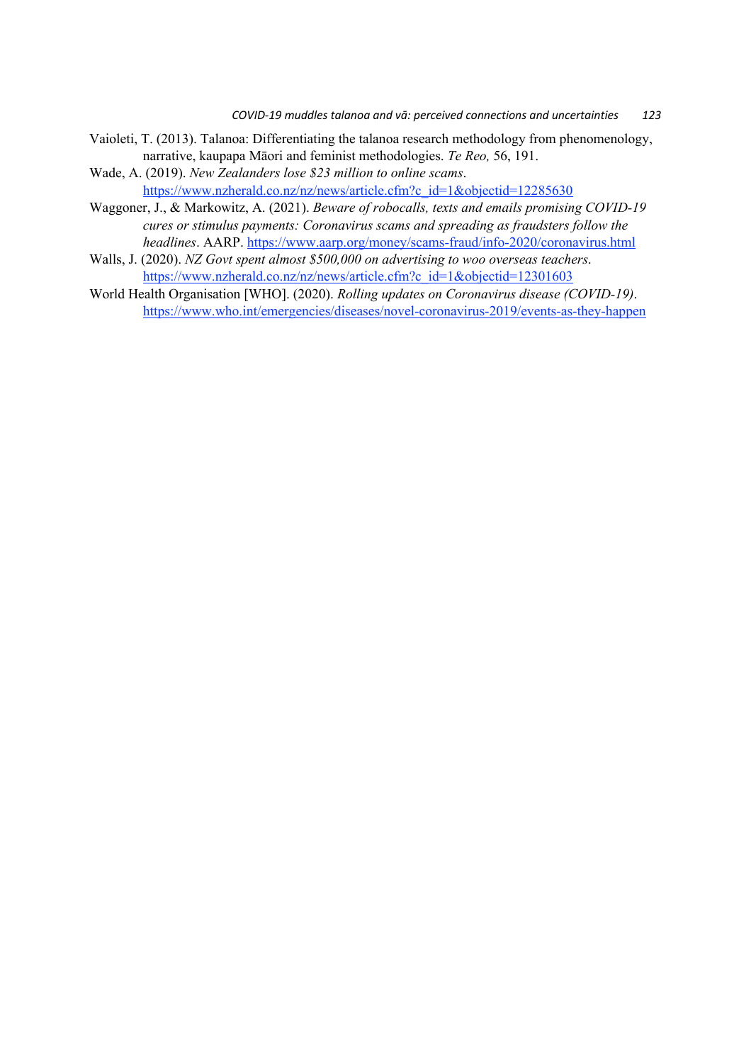Vaioleti, T. (2013). Talanoa: Differentiating the talanoa research methodology from phenomenology, narrative, kaupapa Māori and feminist methodologies. *Te Reo,* 56, 191.

Wade, A. (2019). *New Zealanders lose $23 million to online scams*. https://www.nzherald.co.nz/nz/news/article.cfm?c_id=1&objectid=12285630

Waggoner, J., & Markowitz, A. (2021). *Beware of robocalls, texts and emails promising COVID-19 cures or stimulus payments: Coronavirus scams and spreading as fraudsters follow the headlines*. AARP. https://www.aarp.org/money/scams-fraud/info-2020/coronavirus.html

Walls, J. (2020). *NZ Govt spent almost $500,000 on advertising to woo overseas teachers*. https://www.nzherald.co.nz/nz/news/article.cfm?c_id=1&objectid=12301603

World Health Organisation [WHO]. (2020). *Rolling updates on Coronavirus disease (COVID-19)*. https://www.who.int/emergencies/diseases/novel-coronavirus-2019/events-as-they-happen